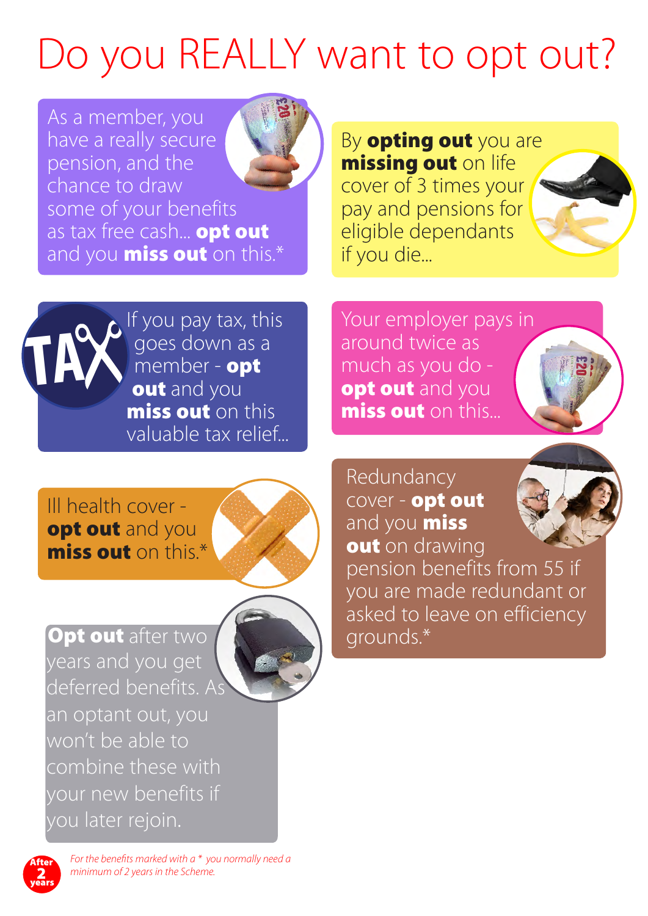# Do you REALLY want to opt out?

As a member, you have a really secure pension, and the chance to draw some of your benefits as tax free cash... **opt out** and you **miss out** on this.*

By **opting out** you are **missing out** on life cover of 3 times your pay and pensions for eligible dependants if you die...

If you pay tax, this goes down as a member - **opt out** and you **miss out** on this valuable tax relief...

Your employer pays in around twice as much as you do - **opt out** and you **miss out** on this...

Ill health cover - **opt out** and you **miss out** on this.*

Redundancy cover - **opt out** and you **miss out** on drawing pension benefits from 55 if you are made redundant or asked to leave on efficiency grounds.*

**Opt out** after two years and you get deferred benefits. As an optant out, you won't be able to combine these with your new benefits if you later rejoin.

After 2 years

*For the benefits marked with a * you normally need a minimum of 2 years in the Scheme.*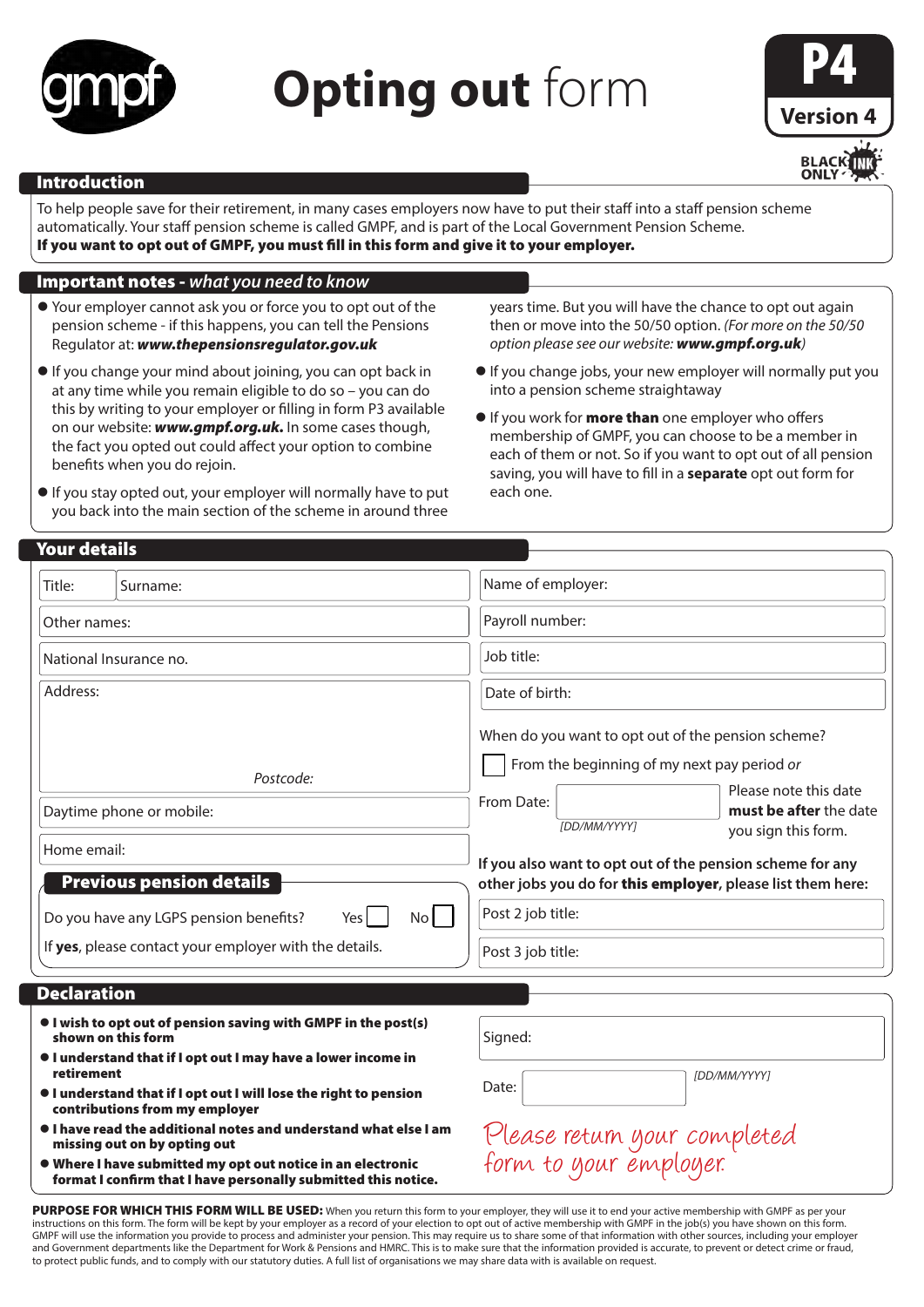# Opting out form

**P4**
**Version 4**

BLACK INK ONLY

## Introduction

To help people save for their retirement, in many cases employers now have to put their staff into a staff pension scheme automatically. Your staff pension scheme is called GMPF, and is part of the Local Government Pension Scheme.
**If you want to opt out of GMPF, you must fill in this form and give it to your employer.**

## Important notes - *what you need to know*

- Your employer cannot ask you or force you to opt out of the pension scheme - if this happens, you can tell the Pensions Regulator at: ***www.thepensionsregulator.gov.uk***
- If you change your mind about joining, you can opt back in at any time while you remain eligible to do so – you can do this by writing to your employer or filling in form P3 available on our website: ***www.gmpf.org.uk.*** In some cases though, the fact you opted out could affect your option to combine benefits when you do rejoin.
- If you stay opted out, your employer will normally have to put you back into the main section of the scheme in around three years time. But you will have the chance to opt out again then or move into the 50/50 option. *(For more on the 50/50 option please see our website: **www.gmpf.org.uk**)*
- If you change jobs, your new employer will normally put you into a pension scheme straightaway
- If you work for **more than** one employer who offers membership of GMPF, you can choose to be a member in each of them or not. So if you want to opt out of all pension saving, you will have to fill in a **separate** opt out form for each one.

## Your details

| | |
|---|---|
| Title: | Surname: |
| Other names: | |
| National Insurance no. | |
| Address: | |
| *Postcode:* | |
| Daytime phone or mobile: | |
| Home email: | |

Name of employer:

Payroll number:

Job title:

Date of birth:

When do you want to opt out of the pension scheme?

☐ From the beginning of my next pay period *or*

From Date: ______ *[DD/MM/YYYY]*

Please note this date **must be after** the date you sign this form.

**If you also want to opt out of the pension scheme for any other jobs you do for this employer, please list them here:**

Post 2 job title:

Post 3 job title:

### Previous pension details

Do you have any LGPS pension benefits? Yes ☐ No ☐

If **yes**, please contact your employer with the details.

## Declaration

- **I wish to opt out of pension saving with GMPF in the post(s) shown on this form**
- **I understand that if I opt out I may have a lower income in retirement**
- **I understand that if I opt out I will lose the right to pension contributions from my employer**
- **I have read the additional notes and understand what else I am missing out on by opting out**
- **Where I have submitted my opt out notice in an electronic format I confirm that I have personally submitted this notice.**

Signed:

Date: ______ *[DD/MM/YYYY]*

*Please return your completed form to your employer.*

**PURPOSE FOR WHICH THIS FORM WILL BE USED:** When you return this form to your employer, they will use it to end your active membership with GMPF as per your instructions on this form. The form will be kept by your employer as a record of your election to opt out of active membership with GMPF in the job(s) you have shown on this form. GMPF will use the information you provide to process and administer your pension. This may require us to share some of that information with other sources, including your employer and Government departments like the Department for Work & Pensions and HMRC. This is to make sure that the information provided is accurate, to prevent or detect crime or fraud, to protect public funds, and to comply with our statutory duties. A full list of organisations we may share data with is available on request.